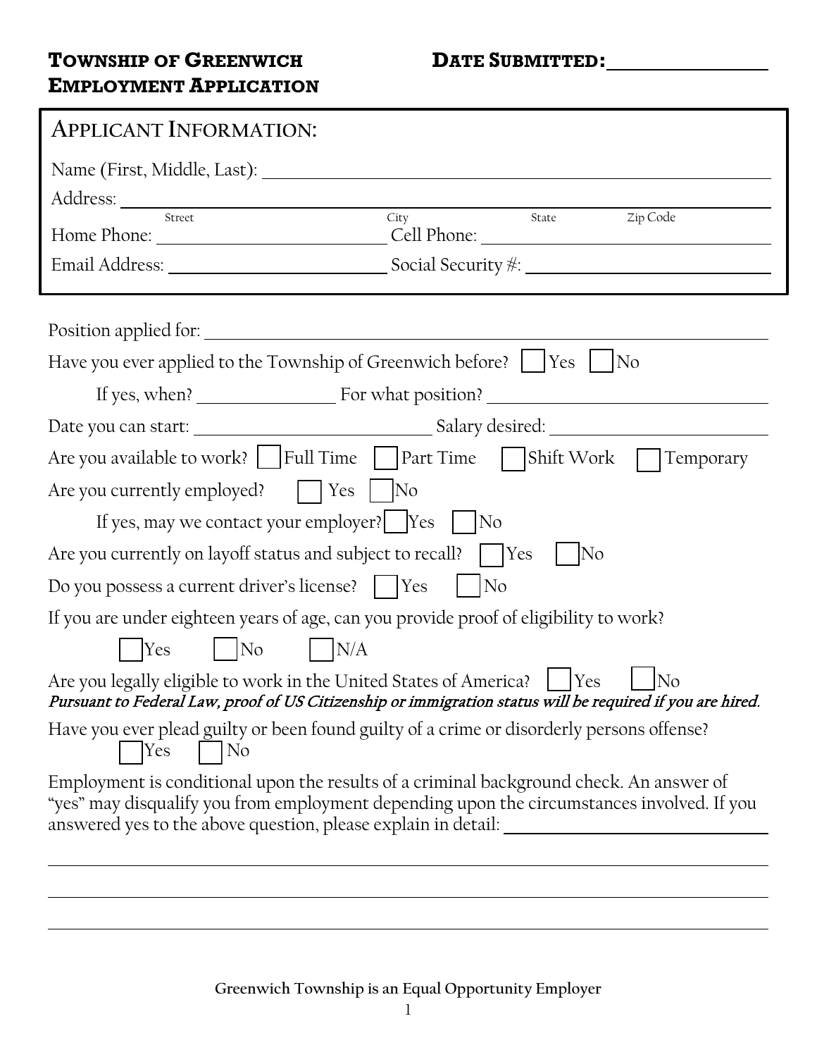**TOWNSHIP OF GREENWICH**
**EMPLOYMENT APPLICATION**

**DATE SUBMITTED:** ____________________

## APPLICANT INFORMATION:

Name (First, Middle, Last): ________________________________________

Address: ________________________________________
Street City State Zip Code

Home Phone: ____________________ Cell Phone: ____________________

Email Address: ____________________ Social Security #: ____________________

Position applied for: ________________________________________

Have you ever applied to the Township of Greenwich before? ☐ Yes ☐ No

If yes, when? ______________ For what position? ____________________

Date you can start: ____________________ Salary desired: ____________________

Are you available to work? ☐ Full Time ☐ Part Time ☐ Shift Work ☐ Temporary

Are you currently employed? ☐ Yes ☐ No

If yes, may we contact your employer? ☐ Yes ☐ No

Are you currently on layoff status and subject to recall? ☐ Yes ☐ No

Do you possess a current driver's license? ☐ Yes ☐ No

If you are under eighteen years of age, can you provide proof of eligibility to work?

☐ Yes ☐ No ☐ N/A

Are you legally eligible to work in the United States of America? ☐ Yes ☐ No

*Pursuant to Federal Law, proof of US Citizenship or immigration status will be required if you are hired.*

Have you ever plead guilty or been found guilty of a crime or disorderly persons offense?

☐ Yes ☐ No

Employment is conditional upon the results of a criminal background check. An answer of "yes" may disqualify you from employment depending upon the circumstances involved. If you answered yes to the above question, please explain in detail: ____________________

________________________________________

________________________________________

________________________________________

**Greenwich Township is an Equal Opportunity Employer**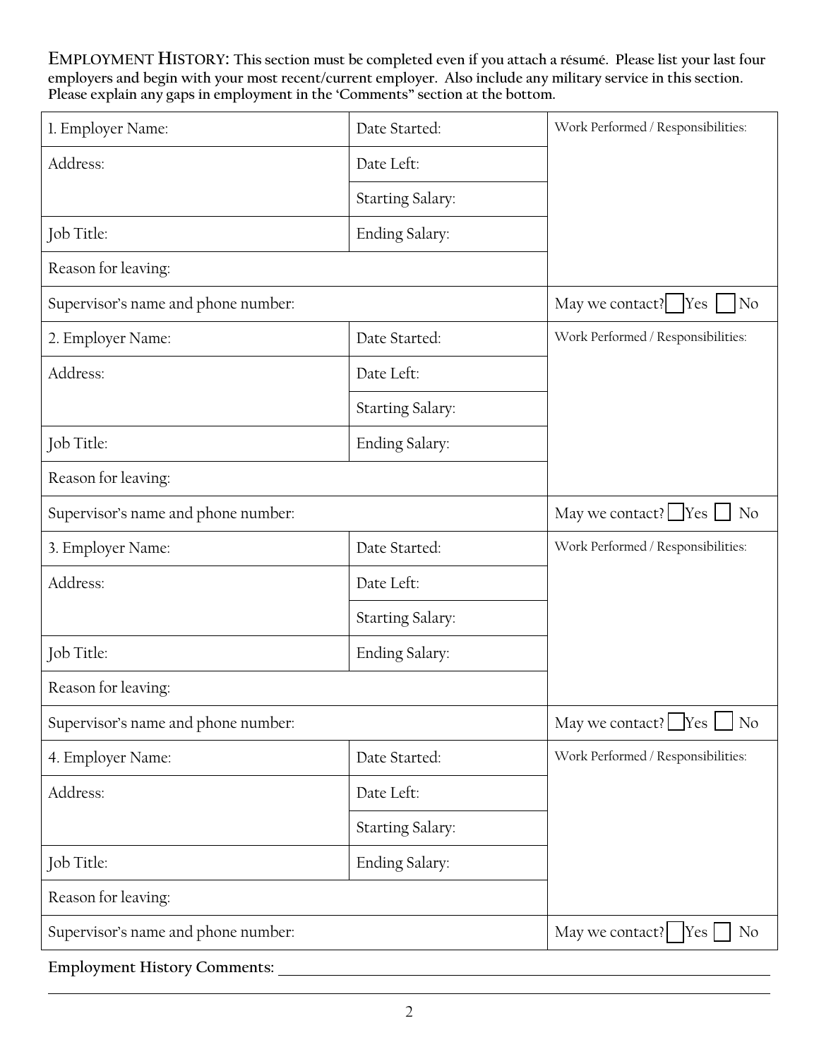**EMPLOYMENT HISTORY: This section must be completed even if you attach a résumé. Please list your last four employers and begin with your most recent/current employer. Also include any military service in this section. Please explain any gaps in employment in the 'Comments" section at the bottom.**

| | | |
|---|---|---|
| 1. Employer Name: | Date Started: | Work Performed / Responsibilities: |
| Address: | Date Left: | |
| | Starting Salary: | |
| Job Title: | Ending Salary: | |
| Reason for leaving: | | |
| Supervisor's name and phone number: | | May we contact? ☐ Yes ☐ No |
| 2. Employer Name: | Date Started: | Work Performed / Responsibilities: |
| Address: | Date Left: | |
| | Starting Salary: | |
| Job Title: | Ending Salary: | |
| Reason for leaving: | | |
| Supervisor's name and phone number: | | May we contact? ☐ Yes ☐ No |
| 3. Employer Name: | Date Started: | Work Performed / Responsibilities: |
| Address: | Date Left: | |
| | Starting Salary: | |
| Job Title: | Ending Salary: | |
| Reason for leaving: | | |
| Supervisor's name and phone number: | | May we contact? ☐ Yes ☐ No |
| 4. Employer Name: | Date Started: | Work Performed / Responsibilities: |
| Address: | Date Left: | |
| | Starting Salary: | |
| Job Title: | Ending Salary: | |
| Reason for leaving: | | |
| Supervisor's name and phone number: | | May we contact? ☐ Yes ☐ No |

**Employment History Comments:** ______________________________________________

______________________________________________________________________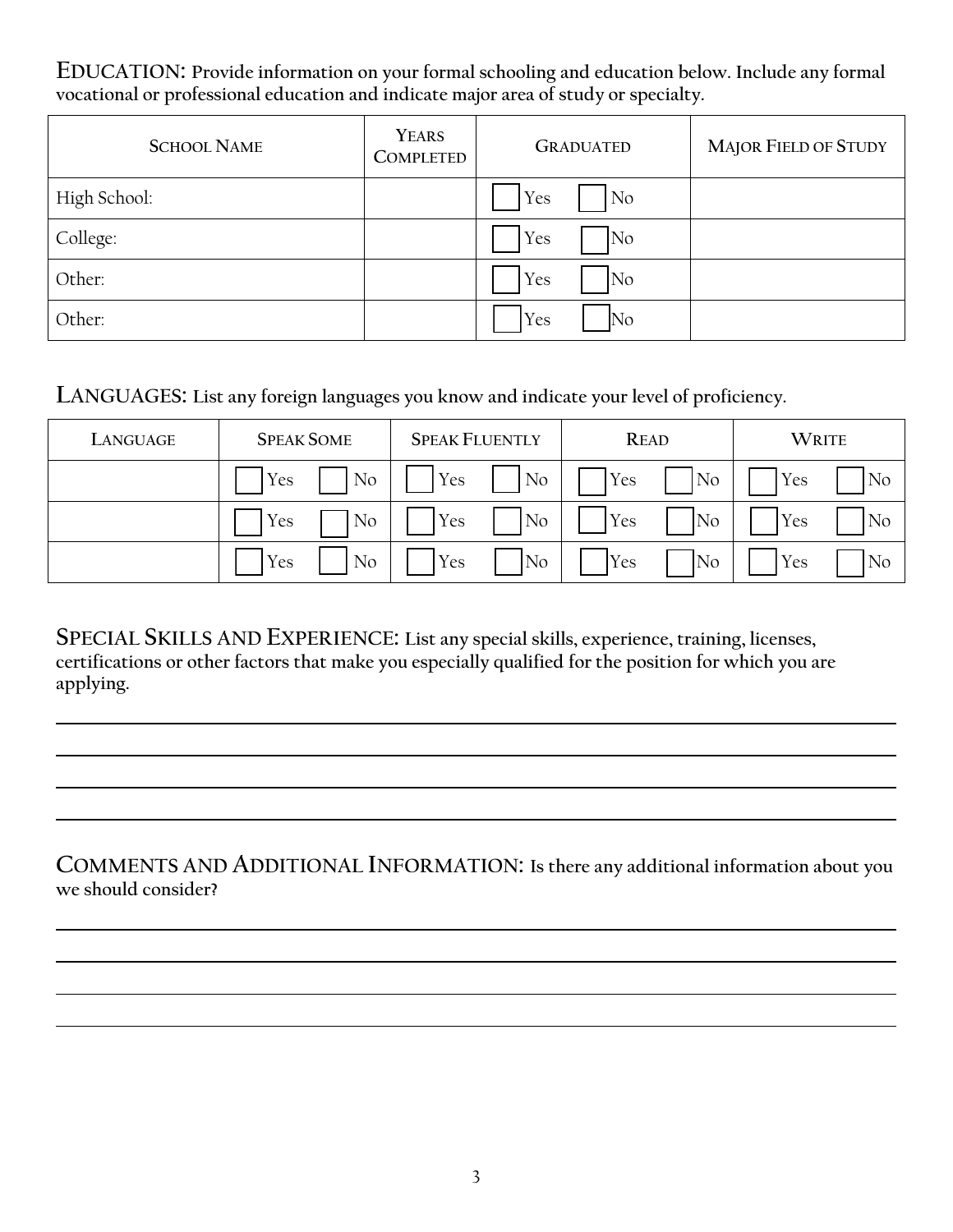**EDUCATION: Provide information on your formal schooling and education below. Include any formal vocational or professional education and indicate major area of study or specialty.**

| SCHOOL NAME | YEARS COMPLETED | GRADUATED | MAJOR FIELD OF STUDY |
|---|---|---|---|
| High School: | | ☐ Yes ☐ No | |
| College: | | ☐ Yes ☐ No | |
| Other: | | ☐ Yes ☐ No | |
| Other: | | ☐ Yes ☐ No | |

**LANGUAGES: List any foreign languages you know and indicate your level of proficiency.**

| LANGUAGE | SPEAK SOME | SPEAK FLUENTLY | READ | WRITE |
|---|---|---|---|---|
| | ☐ Yes ☐ No | ☐ Yes ☐ No | ☐ Yes ☐ No | ☐ Yes ☐ No |
| | ☐ Yes ☐ No | ☐ Yes ☐ No | ☐ Yes ☐ No | ☐ Yes ☐ No |
| | ☐ Yes ☐ No | ☐ Yes ☐ No | ☐ Yes ☐ No | ☐ Yes ☐ No |

**SPECIAL SKILLS AND EXPERIENCE: List any special skills, experience, training, licenses, certifications or other factors that make you especially qualified for the position for which you are applying.**

_______________________________________________________________

_______________________________________________________________

_______________________________________________________________

_______________________________________________________________

**COMMENTS AND ADDITIONAL INFORMATION: Is there any additional information about you we should consider?**

_______________________________________________________________

_______________________________________________________________

_______________________________________________________________

_______________________________________________________________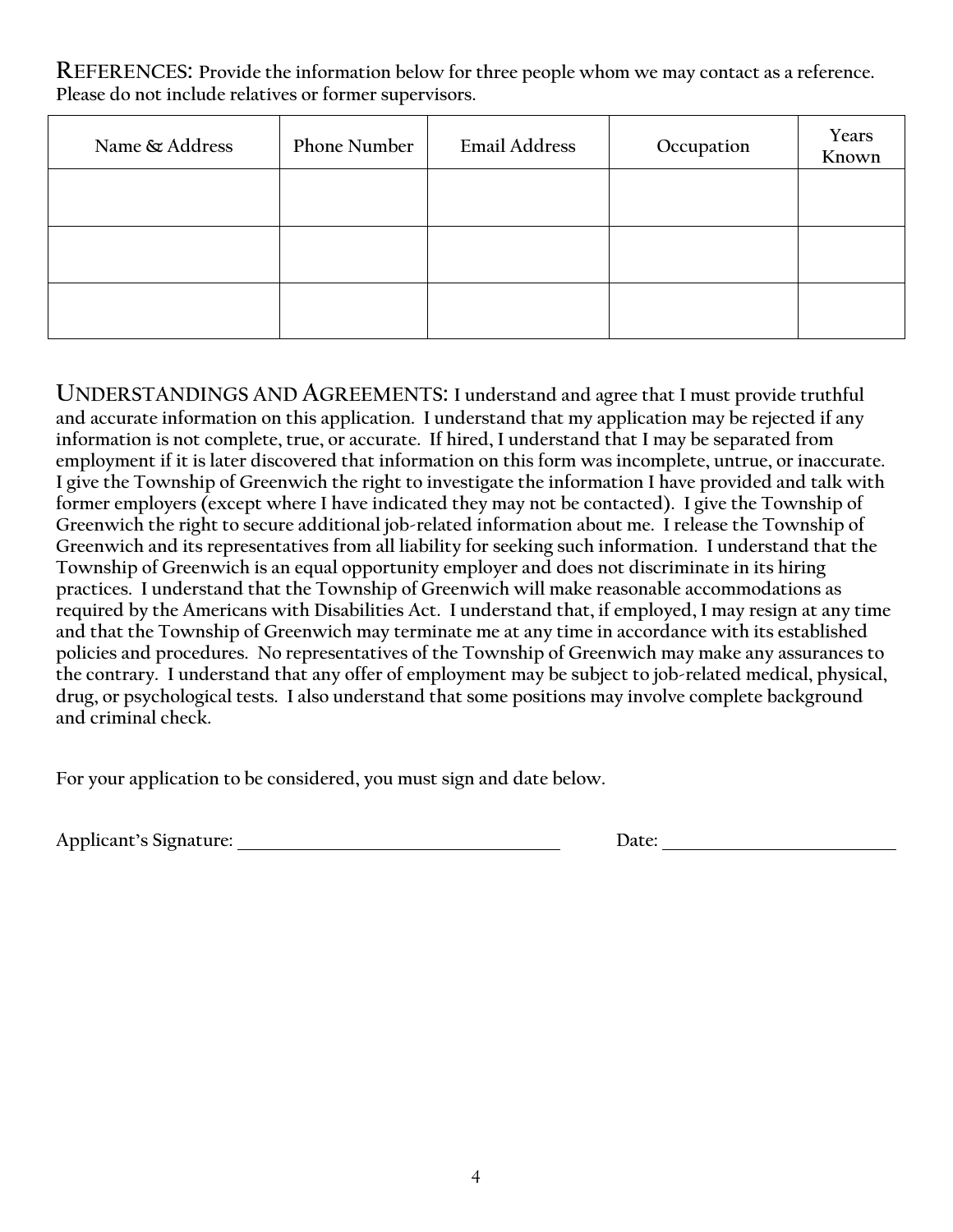**REFERENCES:** **Provide the information below for three people whom we may contact as a reference. Please do not include relatives or former supervisors.**

| Name & Address | Phone Number | Email Address | Occupation | Years Known |
|---|---|---|---|---|
| | | | | |
| | | | | |
| | | | | |

**UNDERSTANDINGS AND AGREEMENTS:** **I understand and agree that I must provide truthful and accurate information on this application. I understand that my application may be rejected if any information is not complete, true, or accurate. If hired, I understand that I may be separated from employment if it is later discovered that information on this form was incomplete, untrue, or inaccurate. I give the Township of Greenwich the right to investigate the information I have provided and talk with former employers (except where I have indicated they may not be contacted). I give the Township of Greenwich the right to secure additional job-related information about me. I release the Township of Greenwich and its representatives from all liability for seeking such information. I understand that the Township of Greenwich is an equal opportunity employer and does not discriminate in its hiring practices. I understand that the Township of Greenwich will make reasonable accommodations as required by the Americans with Disabilities Act. I understand that, if employed, I may resign at any time and that the Township of Greenwich may terminate me at any time in accordance with its established policies and procedures. No representatives of the Township of Greenwich may make any assurances to the contrary. I understand that any offer of employment may be subject to job-related medical, physical, drug, or psychological tests. I also understand that some positions may involve complete background and criminal check.**

**For your application to be considered, you must sign and date below.**

**Applicant's Signature:** ______________________________ **Date:** ______________________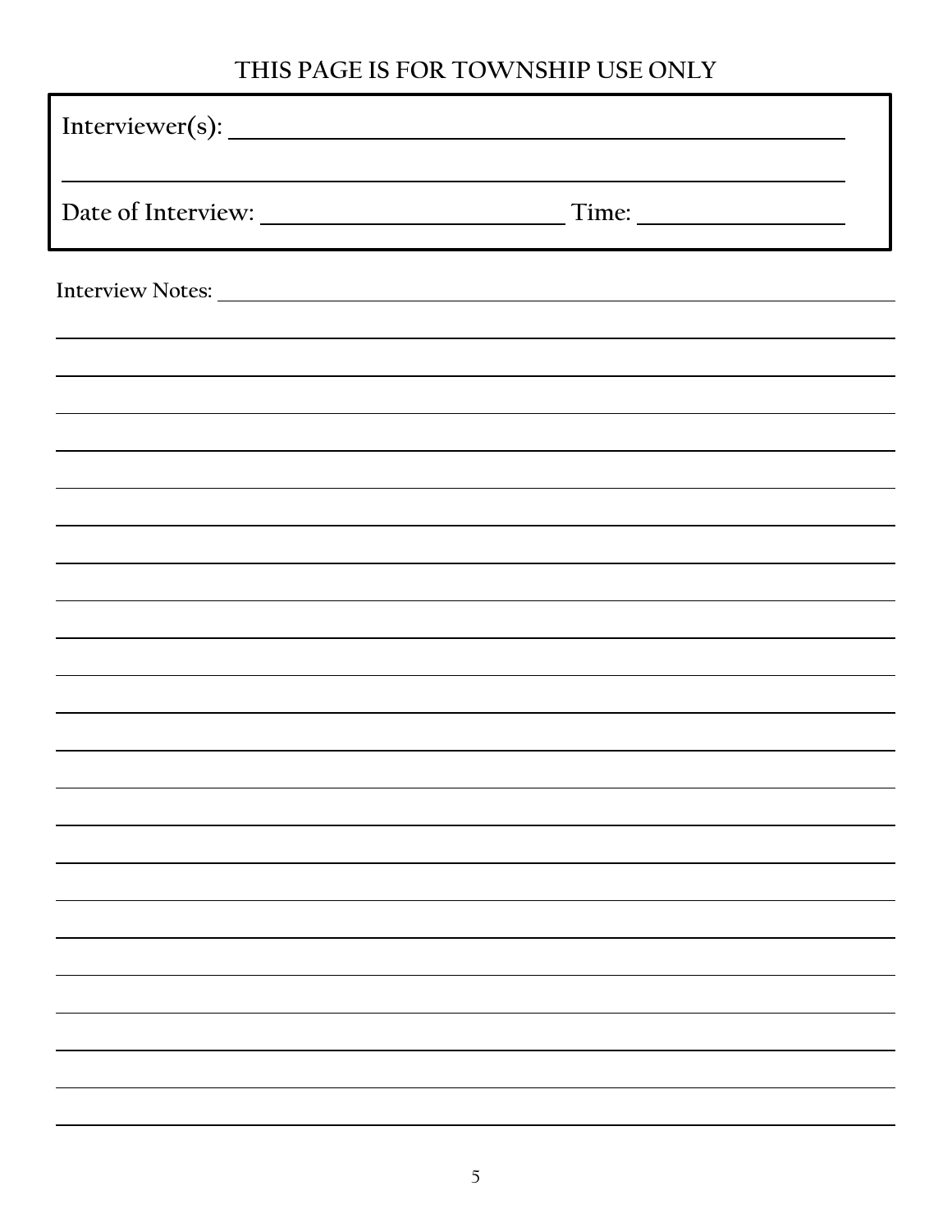## THIS PAGE IS FOR TOWNSHIP USE ONLY

**Interviewer(s):** ______________________________________________

______________________________________________

**Date of Interview:** ______________________ **Time:** ______________

**Interview Notes:** ______________________________________________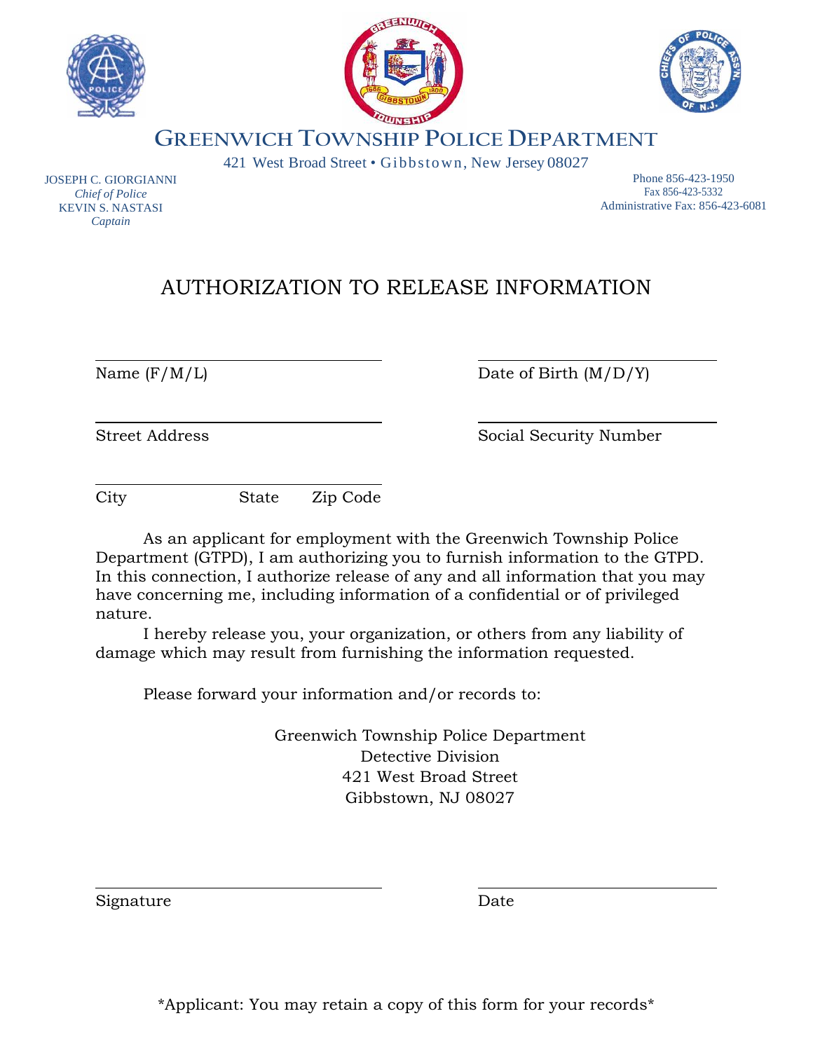# GREENWICH TOWNSHIP POLICE DEPARTMENT

421 West Broad Street • Gibbstown, New Jersey 08027

JOSEPH C. GIORGIANNI
*Chief of Police*
KEVIN S. NASTASI
*Captain*

Phone 856-423-1950
Fax 856-423-5332
Administrative Fax: 856-423-6081

## AUTHORIZATION TO RELEASE INFORMATION

Name (F/M/L) ______________________ Date of Birth (M/D/Y) ______________________

Street Address ______________________ Social Security Number ______________________

City ______ State ______ Zip Code ______

As an applicant for employment with the Greenwich Township Police Department (GTPD), I am authorizing you to furnish information to the GTPD. In this connection, I authorize release of any and all information that you may have concerning me, including information of a confidential or of privileged nature.

I hereby release you, your organization, or others from any liability of damage which may result from furnishing the information requested.

Please forward your information and/or records to:

Greenwich Township Police Department
Detective Division
421 West Broad Street
Gibbstown, NJ 08027

Signature ______________________ Date ______________________

*Applicant: You may retain a copy of this form for your records*